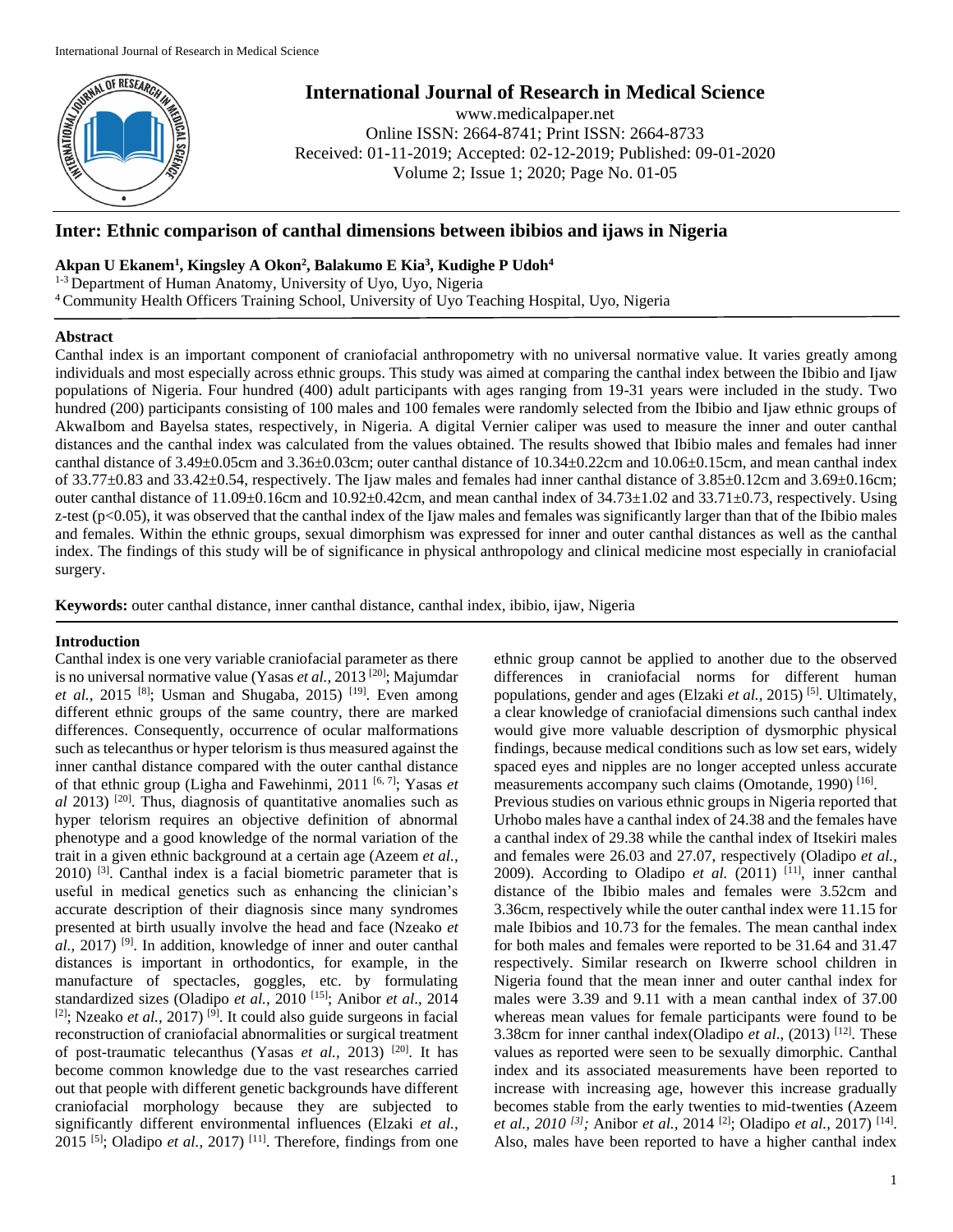# International Journal of Research in Medical Science

www.medicalpaper.net
Online ISSN: 2664-8741; Print ISSN: 2664-8733
Received: 01-11-2019; Accepted: 02-12-2019; Published: 09-01-2020
Volume 2; Issue 1; 2020; Page No. 01-05

## Inter: Ethnic comparison of canthal dimensions between ibibios and ijaws in Nigeria

**Akpan U Ekanem[1], Kingsley A Okon[2], Balakumo E Kia[3], Kudighe P Udoh[4]**

[1-3] Department of Human Anatomy, University of Uyo, Uyo, Nigeria
[4] Community Health Officers Training School, University of Uyo Teaching Hospital, Uyo, Nigeria

### Abstract

Canthal index is an important component of craniofacial anthropometry with no universal normative value. It varies greatly among individuals and most especially across ethnic groups. This study was aimed at comparing the canthal index between the Ibibio and Ijaw populations of Nigeria. Four hundred (400) adult participants with ages ranging from 19-31 years were included in the study. Two hundred (200) participants consisting of 100 males and 100 females were randomly selected from the Ibibio and Ijaw ethnic groups of AkwaIbom and Bayelsa states, respectively, in Nigeria. A digital Vernier caliper was used to measure the inner and outer canthal distances and the canthal index was calculated from the values obtained. The results showed that Ibibio males and females had inner canthal distance of 3.49±0.05cm and 3.36±0.03cm; outer canthal distance of 10.34±0.22cm and 10.06±0.15cm, and mean canthal index of 33.77±0.83 and 33.42±0.54, respectively. The Ijaw males and females had inner canthal distance of 3.85±0.12cm and 3.69±0.16cm; outer canthal distance of 11.09±0.16cm and 10.92±0.42cm, and mean canthal index of 34.73±1.02 and 33.71±0.73, respectively. Using z-test ($p<0.05$), it was observed that the canthal index of the Ijaw males and females was significantly larger than that of the Ibibio males and females. Within the ethnic groups, sexual dimorphism was expressed for inner and outer canthal distances as well as the canthal index. The findings of this study will be of significance in physical anthropology and clinical medicine most especially in craniofacial surgery.

**Keywords:** outer canthal distance, inner canthal distance, canthal index, ibibio, ijaw, Nigeria

### Introduction

Canthal index is one very variable craniofacial parameter as there is no universal normative value (Yasas *et al.,* 2013 [20]; Majumdar *et al.,* 2015 [8]; Usman and Shugaba, 2015) [19]. Even among different ethnic groups of the same country, there are marked differences. Consequently, occurrence of ocular malformations such as telecanthus or hyper telorism is thus measured against the inner canthal distance compared with the outer canthal distance of that ethnic group (Ligha and Fawehinmi, 2011 [6, 7]; Yasas *et al* 2013) [20]. Thus, diagnosis of quantitative anomalies such as hyper telorism requires an objective definition of abnormal phenotype and a good knowledge of the normal variation of the trait in a given ethnic background at a certain age (Azeem *et al.,* 2010) [3]. Canthal index is a facial biometric parameter that is useful in medical genetics such as enhancing the clinician's accurate description of their diagnosis since many syndromes presented at birth usually involve the head and face (Nzeako *et al.,* 2017) [9]. In addition, knowledge of inner and outer canthal distances is important in orthodontics, for example, in the manufacture of spectacles, goggles, etc. by formulating standardized sizes (Oladipo *et al.,* 2010 [15]; Anibor *et al*., 2014 [2]; Nzeako *et al.,* 2017) [9]. It could also guide surgeons in facial reconstruction of craniofacial abnormalities or surgical treatment of post-traumatic telecanthus (Yasas *et al.,* 2013) [20]. It has become common knowledge due to the vast researches carried out that people with different genetic backgrounds have different craniofacial morphology because they are subjected to significantly different environmental influences (Elzaki *et al.,* 2015 [5]; Oladipo *et al.,* 2017) [11]. Therefore, findings from one ethnic group cannot be applied to another due to the observed differences in craniofacial norms for different human populations, gender and ages (Elzaki *et al.,* 2015) [5]. Ultimately, a clear knowledge of craniofacial dimensions such canthal index would give more valuable description of dysmorphic physical findings, because medical conditions such as low set ears, widely spaced eyes and nipples are no longer accepted unless accurate measurements accompany such claims (Omotande, 1990) [16].

Previous studies on various ethnic groups in Nigeria reported that Urhobo males have a canthal index of 24.38 and the females have a canthal index of 29.38 while the canthal index of Itsekiri males and females were 26.03 and 27.07, respectively (Oladipo *et al.,* 2009). According to Oladipo *et al.* (2011) [11], inner canthal distance of the Ibibio males and females were 3.52cm and 3.36cm, respectively while the outer canthal index were 11.15 for male Ibibios and 10.73 for the females. The mean canthal index for both males and females were reported to be 31.64 and 31.47 respectively. Similar research on Ikwerre school children in Nigeria found that the mean inner and outer canthal index for males were 3.39 and 9.11 with a mean canthal index of 37.00 whereas mean values for female participants were found to be 3.38cm for inner canthal index(Oladipo *et al*., (2013) [12]. These values as reported were seen to be sexually dimorphic. Canthal index and its associated measurements have been reported to increase with increasing age, however this increase gradually becomes stable from the early twenties to mid-twenties (Azeem *et al., 2010* [3]*;* Anibor *et al.,* 2014 [2]; Oladipo *et al.,* 2017) [14]. Also, males have been reported to have a higher canthal index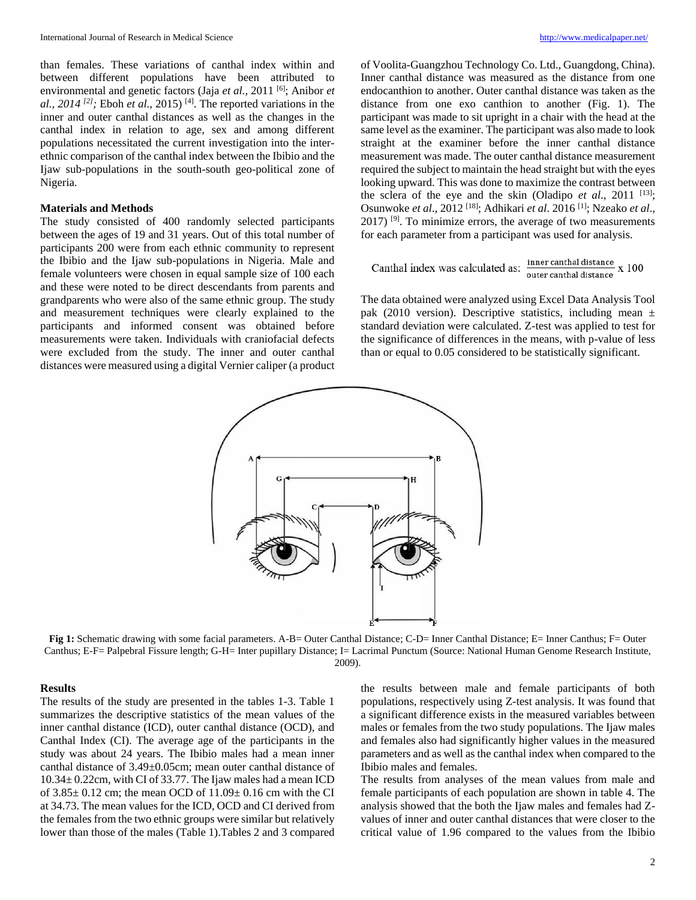than females. These variations of canthal index within and between different populations have been attributed to environmental and genetic factors (Jaja *et al.*, 2011 [6]; Anibor *et al., 2014* [2]*;* Eboh *et al.,* 2015) [4]. The reported variations in the inner and outer canthal distances as well as the changes in the canthal index in relation to age, sex and among different populations necessitated the current investigation into the inter-ethnic comparison of the canthal index between the Ibibio and the Ijaw sub-populations in the south-south geo-political zone of Nigeria.

## Materials and Methods

The study consisted of 400 randomly selected participants between the ages of 19 and 31 years. Out of this total number of participants 200 were from each ethnic community to represent the Ibibio and the Ijaw sub-populations in Nigeria. Male and female volunteers were chosen in equal sample size of 100 each and these were noted to be direct descendants from parents and grandparents who were also of the same ethnic group. The study and measurement techniques were clearly explained to the participants and informed consent was obtained before measurements were taken. Individuals with craniofacial defects were excluded from the study. The inner and outer canthal distances were measured using a digital Vernier caliper (a product of Voolita-Guangzhou Technology Co. Ltd., Guangdong, China). Inner canthal distance was measured as the distance from one endocanthion to another. Outer canthal distance was taken as the distance from one exo canthion to another (Fig. 1). The participant was made to sit upright in a chair with the head at the same level as the examiner. The participant was also made to look straight at the examiner before the inner canthal distance measurement was made. The outer canthal distance measurement required the subject to maintain the head straight but with the eyes looking upward. This was done to maximize the contrast between the sclera of the eye and the skin (Oladipo *et al*., 2011 [13]; Osunwoke *et al*., 2012 [18]; Adhikari *et al*. 2016 [1]; Nzeako *et al*., 2017) [9]. To minimize errors, the average of two measurements for each parameter from a participant was used for analysis.

$$\text{Canthal index was calculated as: } \frac{\text{inner canthal distance}}{\text{outer canthal distance}} \times 100$$

The data obtained were analyzed using Excel Data Analysis Tool pak (2010 version). Descriptive statistics, including mean ± standard deviation were calculated. Z-test was applied to test for the significance of differences in the means, with p-value of less than or equal to 0.05 considered to be statistically significant.

**Fig 1:** Schematic drawing with some facial parameters. A-B= Outer Canthal Distance; C-D= Inner Canthal Distance; E= Inner Canthus; F= Outer Canthus; E-F= Palpebral Fissure length; G-H= Inter pupillary Distance; I= Lacrimal Punctum (Source: National Human Genome Research Institute, 2009).

## Results

The results of the study are presented in the tables 1-3. Table 1 summarizes the descriptive statistics of the mean values of the inner canthal distance (ICD), outer canthal distance (OCD), and Canthal Index (CI). The average age of the participants in the study was about 24 years. The Ibibio males had a mean inner canthal distance of 3.49±0.05cm; mean outer canthal distance of 10.34± 0.22cm, with CI of 33.77. The Ijaw males had a mean ICD of 3.85± 0.12 cm; the mean OCD of 11.09± 0.16 cm with the CI at 34.73. The mean values for the ICD, OCD and CI derived from the females from the two ethnic groups were similar but relatively lower than those of the males (Table 1).Tables 2 and 3 compared the results between male and female participants of both populations, respectively using Z-test analysis. It was found that a significant difference exists in the measured variables between males or females from the two study populations. The Ijaw males and females also had significantly higher values in the measured parameters and as well as the canthal index when compared to the Ibibio males and females.

The results from analyses of the mean values from male and female participants of each population are shown in table 4. The analysis showed that the both the Ijaw males and females had Z-values of inner and outer canthal distances that were closer to the critical value of 1.96 compared to the values from the Ibibio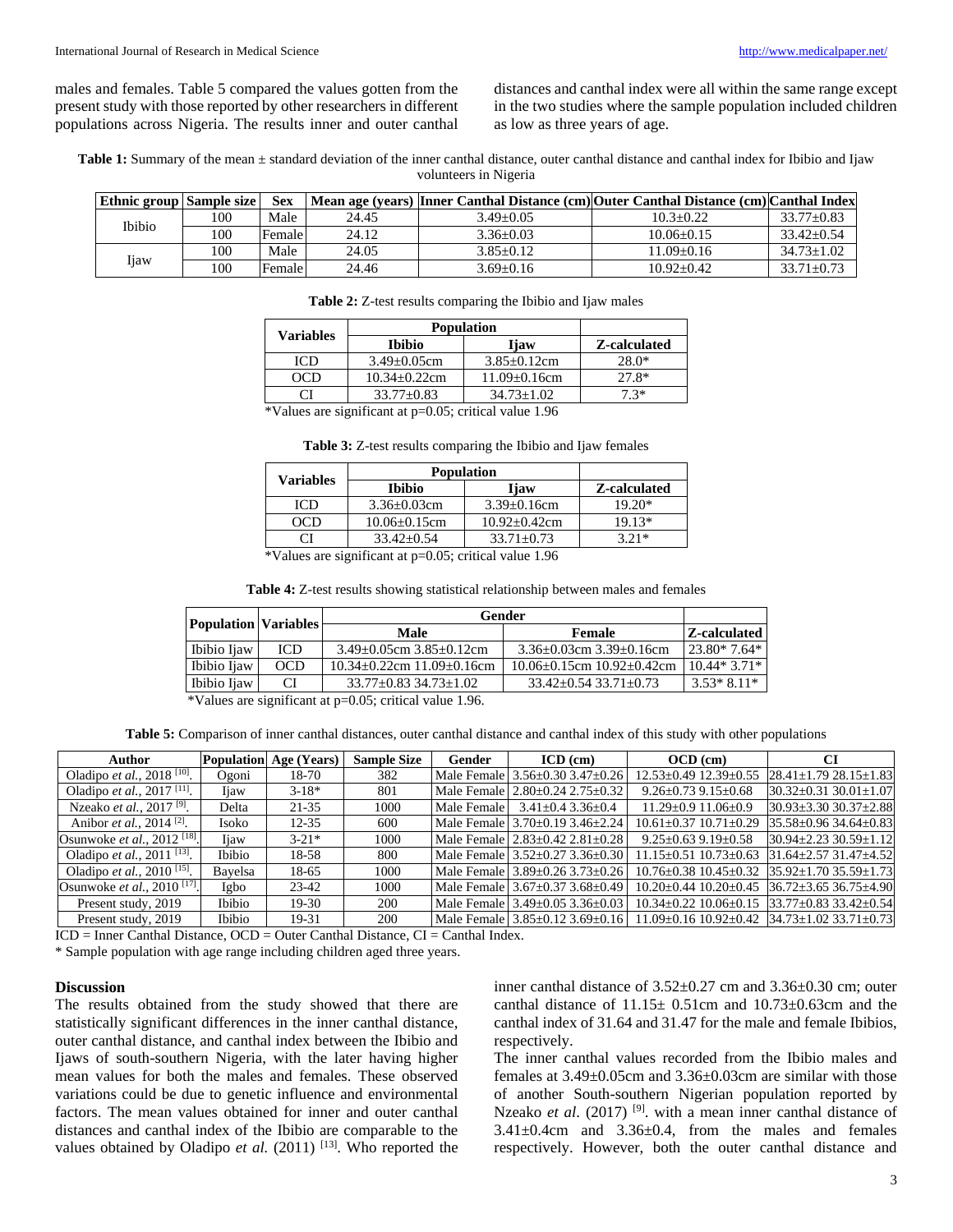males and females. Table 5 compared the values gotten from the present study with those reported by other researchers in different populations across Nigeria. The results inner and outer canthal distances and canthal index were all within the same range except in the two studies where the sample population included children as low as three years of age.

**Table 1:** Summary of the mean ± standard deviation of the inner canthal distance, outer canthal distance and canthal index for Ibibio and Ijaw volunteers in Nigeria

| Ethnic group | Sample size | Sex | Mean age (years) | Inner Canthal Distance (cm) | Outer Canthal Distance (cm) | Canthal Index |
|---|---|---|---|---|---|---|
| Ibibio | 100 | Male | 24.45 | 3.49±0.05 | 10.3±0.22 | 33.77±0.83 |
| | 100 | Female | 24.12 | 3.36±0.03 | 10.06±0.15 | 33.42±0.54 |
| Ijaw | 100 | Male | 24.05 | 3.85±0.12 | 11.09±0.16 | 34.73±1.02 |
| | 100 | Female | 24.46 | 3.69±0.16 | 10.92±0.42 | 33.71±0.73 |

**Table 2:** Z-test results comparing the Ibibio and Ijaw males

| Variables | Population | | |
|---|---|---|---|
| | Ibibio | Ijaw | Z-calculated |
| ICD | 3.49±0.05cm | 3.85±0.12cm | 28.0* |
| OCD | 10.34±0.22cm | 11.09±0.16cm | 27.8* |
| CI | 33.77±0.83 | 34.73±1.02 | 7.3* |

*Values are significant at p=0.05; critical value 1.96

**Table 3:** Z-test results comparing the Ibibio and Ijaw females

| Variables | Population | | |
|---|---|---|---|
| | Ibibio | Ijaw | Z-calculated |
| ICD | 3.36±0.03cm | 3.39±0.16cm | 19.20* |
| OCD | 10.06±0.15cm | 10.92±0.42cm | 19.13* |
| CI | 33.42±0.54 | 33.71±0.73 | 3.21* |

*Values are significant at p=0.05; critical value 1.96

**Table 4:** Z-test results showing statistical relationship between males and females

| Population | Variables | Gender | | |
|---|---|---|---|---|
| | | Male | Female | Z-calculated |
| Ibibio Ijaw | ICD | 3.49±0.05cm 3.85±0.12cm | 3.36±0.03cm 3.39±0.16cm | 23.80* 7.64* |
| Ibibio Ijaw | OCD | 10.34±0.22cm 11.09±0.16cm | 10.06±0.15cm 10.92±0.42cm | 10.44* 3.71* |
| Ibibio Ijaw | CI | 33.77±0.83 34.73±1.02 | 33.42±0.54 33.71±0.73 | 3.53* 8.11* |

*Values are significant at p=0.05; critical value 1.96.

**Table 5:** Comparison of inner canthal distances, outer canthal distance and canthal index of this study with other populations

| Author | Population | Age (Years) | Sample Size | Gender | ICD (cm) | OCD (cm) | CI |
|---|---|---|---|---|---|---|---|
| Oladipo *et al.*, 2018 [10]. | Ogoni | 18-70 | 382 | Male Female | 3.56±0.30 3.47±0.26 | 12.53±0.49 12.39±0.55 | 28.41±1.79 28.15±1.83 |
| Oladipo *et al.*, 2017 [11]. | Ijaw | 3-18* | 801 | Male Female | 2.80±0.24 2.75±0.32 | 9.26±0.73 9.15±0.68 | 30.32±0.31 30.01±1.07 |
| Nzeako *et al.*, 2017 [9]. | Delta | 21-35 | 1000 | Male Female | 3.41±0.4 3.36±0.4 | 11.29±0.9 11.06±0.9 | 30.93±3.30 30.37±2.88 |
| Anibor *et al.*, 2014 [2]. | Isoko | 12-35 | 600 | Male Female | 3.70±0.19 3.46±2.24 | 10.61±0.37 10.71±0.29 | 35.58±0.96 34.64±0.83 |
| Osunwoke *et al.*, 2012 [18]. | Ijaw | 3-21* | 1000 | Male Female | 2.83±0.42 2.81±0.28 | 9.25±0.63 9.19±0.58 | 30.94±2.23 30.59±1.12 |
| Oladipo *et al.*, 2011 [13]. | Ibibio | 18-58 | 800 | Male Female | 3.52±0.27 3.36±0.30 | 11.15±0.51 10.73±0.63 | 31.64±2.57 31.47±4.52 |
| Oladipo *et al.*, 2010 [15]. | Bayelsa | 18-65 | 1000 | Male Female | 3.89±0.26 3.73±0.26 | 10.76±0.38 10.45±0.32 | 35.92±1.70 35.59±1.73 |
| Osunwoke *et al.*, 2010 [17]. | Igbo | 23-42 | 1000 | Male Female | 3.67±0.37 3.68±0.49 | 10.20±0.44 10.20±0.45 | 36.72±3.65 36.75±4.90 |
| Present study, 2019 | Ibibio | 19-30 | 200 | Male Female | 3.49±0.05 3.36±0.03 | 10.34±0.22 10.06±0.15 | 33.77±0.83 33.42±0.54 |
| Present study, 2019 | Ibibio | 19-31 | 200 | Male Female | 3.85±0.12 3.69±0.16 | 11.09±0.16 10.92±0.42 | 34.73±1.02 33.71±0.73 |

ICD = Inner Canthal Distance, OCD = Outer Canthal Distance, CI = Canthal Index.
* Sample population with age range including children aged three years.

## Discussion

The results obtained from the study showed that there are statistically significant differences in the inner canthal distance, outer canthal distance, and canthal index between the Ibibio and Ijaws of south-southern Nigeria, with the later having higher mean values for both the males and females. These observed variations could be due to genetic influence and environmental factors. The mean values obtained for inner and outer canthal distances and canthal index of the Ibibio are comparable to the values obtained by Oladipo *et al.* (2011) [13]. Who reported the inner canthal distance of 3.52±0.27 cm and 3.36±0.30 cm; outer canthal distance of 11.15± 0.51cm and 10.73±0.63cm and the canthal index of 31.64 and 31.47 for the male and female Ibibios, respectively.

The inner canthal values recorded from the Ibibio males and females at 3.49±0.05cm and 3.36±0.03cm are similar with those of another South-southern Nigerian population reported by Nzeako *et al.* (2017) [9]. with a mean inner canthal distance of 3.41±0.4cm and 3.36±0.4, from the males and females respectively. However, both the outer canthal distance and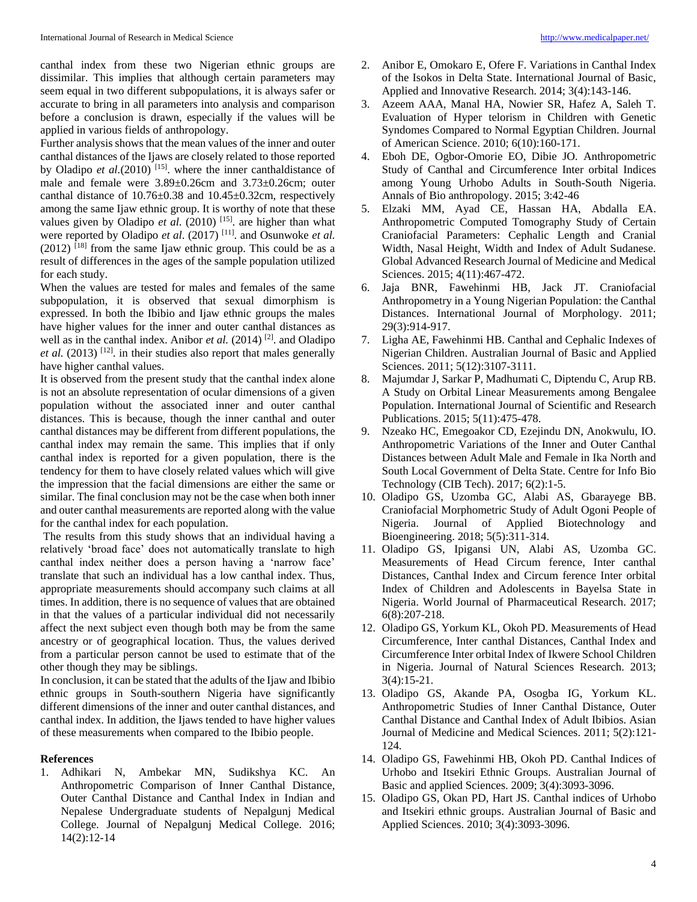canthal index from these two Nigerian ethnic groups are dissimilar. This implies that although certain parameters may seem equal in two different subpopulations, it is always safer or accurate to bring in all parameters into analysis and comparison before a conclusion is drawn, especially if the values will be applied in various fields of anthropology.

Further analysis shows that the mean values of the inner and outer canthal distances of the Ijaws are closely related to those reported by Oladipo *et al.*(2010) [15]. where the inner canthaldistance of male and female were 3.89±0.26cm and 3.73±0.26cm; outer canthal distance of 10.76±0.38 and 10.45±0.32cm, respectively among the same Ijaw ethnic group. It is worthy of note that these values given by Oladipo *et al.* (2010) [15]. are higher than what were reported by Oladipo *et al*. (2017) [11]. and Osunwoke *et al.* (2012) [18] from the same Ijaw ethnic group. This could be as a result of differences in the ages of the sample population utilized for each study.

When the values are tested for males and females of the same subpopulation, it is observed that sexual dimorphism is expressed. In both the Ibibio and Ijaw ethnic groups the males have higher values for the inner and outer canthal distances as well as in the canthal index. Anibor *et al.* (2014) [2]. and Oladipo *et al.* (2013) [12]. in their studies also report that males generally have higher canthal values.

It is observed from the present study that the canthal index alone is not an absolute representation of ocular dimensions of a given population without the associated inner and outer canthal distances. This is because, though the inner canthal and outer canthal distances may be different from different populations, the canthal index may remain the same. This implies that if only canthal index is reported for a given population, there is the tendency for them to have closely related values which will give the impression that the facial dimensions are either the same or similar. The final conclusion may not be the case when both inner and outer canthal measurements are reported along with the value for the canthal index for each population.

The results from this study shows that an individual having a relatively 'broad face' does not automatically translate to high canthal index neither does a person having a 'narrow face' translate that such an individual has a low canthal index. Thus, appropriate measurements should accompany such claims at all times. In addition, there is no sequence of values that are obtained in that the values of a particular individual did not necessarily affect the next subject even though both may be from the same ancestry or of geographical location. Thus, the values derived from a particular person cannot be used to estimate that of the other though they may be siblings.

In conclusion, it can be stated that the adults of the Ijaw and Ibibio ethnic groups in South-southern Nigeria have significantly different dimensions of the inner and outer canthal distances, and canthal index. In addition, the Ijaws tended to have higher values of these measurements when compared to the Ibibio people.

## References

1. Adhikari N, Ambekar MN, Sudikshya KC. An Anthropometric Comparison of Inner Canthal Distance, Outer Canthal Distance and Canthal Index in Indian and Nepalese Undergraduate students of Nepalgunj Medical College. Journal of Nepalgunj Medical College. 2016; 14(2):12-14
2. Anibor E, Omokaro E, Ofere F. Variations in Canthal Index of the Isokos in Delta State. International Journal of Basic, Applied and Innovative Research. 2014; 3(4):143-146.
3. Azeem AAA, Manal HA, Nowier SR, Hafez A, Saleh T. Evaluation of Hyper telorism in Children with Genetic Syndomes Compared to Normal Egyptian Children. Journal of American Science. 2010; 6(10):160-171.
4. Eboh DE, Ogbor-Omorie EO, Dibie JO. Anthropometric Study of Canthal and Circumference Inter orbital Indices among Young Urhobo Adults in South-South Nigeria. Annals of Bio anthropology. 2015; 3:42-46
5. Elzaki MM, Ayad CE, Hassan HA, Abdalla EA. Anthropometric Computed Tomography Study of Certain Craniofacial Parameters: Cephalic Length and Cranial Width, Nasal Height, Width and Index of Adult Sudanese. Global Advanced Research Journal of Medicine and Medical Sciences. 2015; 4(11):467-472.
6. Jaja BNR, Fawehinmi HB, Jack JT. Craniofacial Anthropometry in a Young Nigerian Population: the Canthal Distances. International Journal of Morphology. 2011; 29(3):914-917.
7. Ligha AE, Fawehinmi HB. Canthal and Cephalic Indexes of Nigerian Children. Australian Journal of Basic and Applied Sciences. 2011; 5(12):3107-3111.
8. Majumdar J, Sarkar P, Madhumati C, Diptendu C, Arup RB. A Study on Orbital Linear Measurements among Bengalee Population. International Journal of Scientific and Research Publications. 2015; 5(11):475-478.
9. Nzeako HC, Emegoakor CD, Ezejindu DN, Anokwulu, IO. Anthropometric Variations of the Inner and Outer Canthal Distances between Adult Male and Female in Ika North and South Local Government of Delta State. Centre for Info Bio Technology (CIB Tech). 2017; 6(2):1-5.
10. Oladipo GS, Uzomba GC, Alabi AS, Gbarayege BB. Craniofacial Morphometric Study of Adult Ogoni People of Nigeria. Journal of Applied Biotechnology and Bioengineering. 2018; 5(5):311-314.
11. Oladipo GS, Ipigansi UN, Alabi AS, Uzomba GC. Measurements of Head Circum ference, Inter canthal Distances, Canthal Index and Circum ference Inter orbital Index of Children and Adolescents in Bayelsa State in Nigeria. World Journal of Pharmaceutical Research. 2017; 6(8):207-218.
12. Oladipo GS, Yorkum KL, Okoh PD. Measurements of Head Circumference, Inter canthal Distances, Canthal Index and Circumference Inter orbital Index of Ikwere School Children in Nigeria. Journal of Natural Sciences Research. 2013; 3(4):15-21.
13. Oladipo GS, Akande PA, Osogba IG, Yorkum KL. Anthropometric Studies of Inner Canthal Distance, Outer Canthal Distance and Canthal Index of Adult Ibibios. Asian Journal of Medicine and Medical Sciences. 2011; 5(2):121-124.
14. Oladipo GS, Fawehinmi HB, Okoh PD. Canthal Indices of Urhobo and Itsekiri Ethnic Groups. Australian Journal of Basic and applied Sciences. 2009; 3(4):3093-3096.
15. Oladipo GS, Okan PD, Hart JS. Canthal indices of Urhobo and Itsekiri ethnic groups. Australian Journal of Basic and Applied Sciences. 2010; 3(4):3093-3096.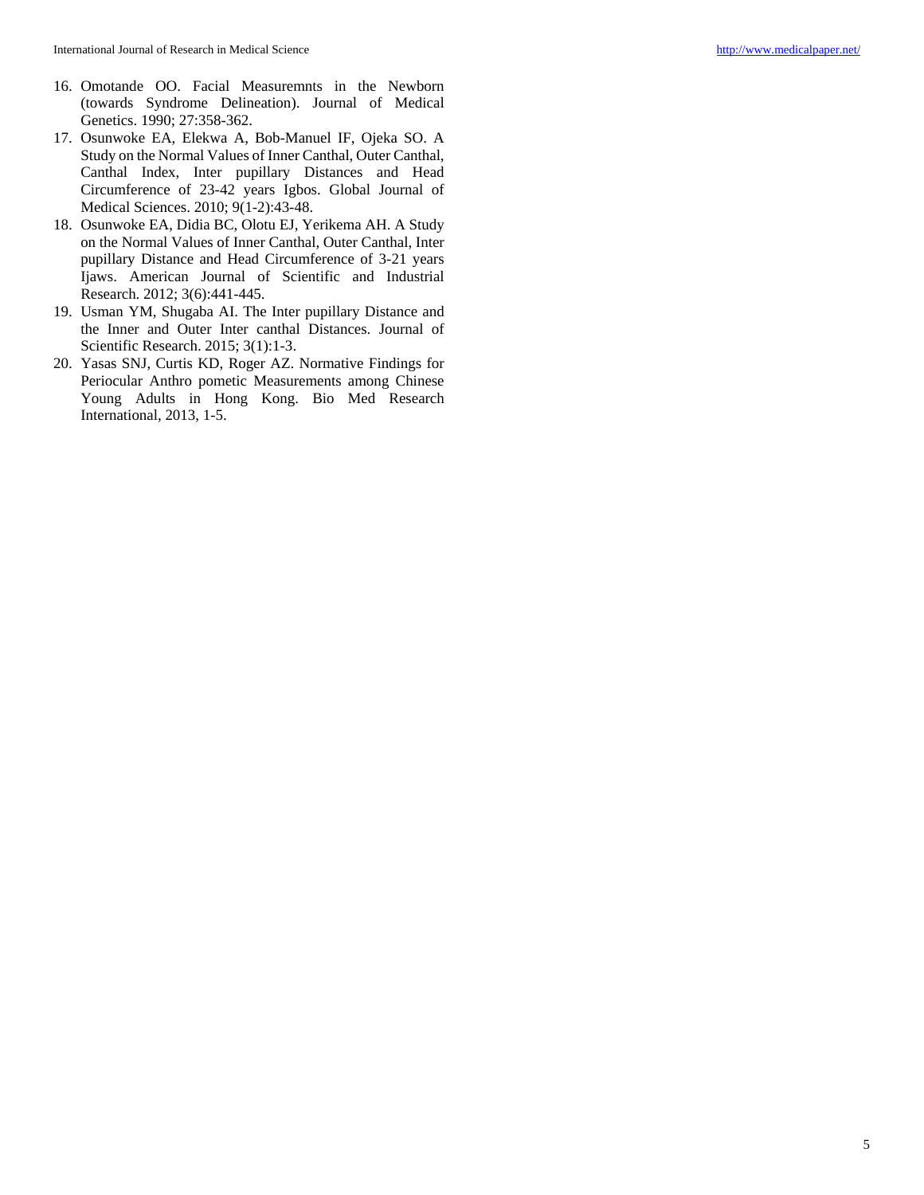16. Omotande OO. Facial Measuremnts in the Newborn (towards Syndrome Delineation). Journal of Medical Genetics. 1990; 27:358-362.
17. Osunwoke EA, Elekwa A, Bob-Manuel IF, Ojeka SO. A Study on the Normal Values of Inner Canthal, Outer Canthal, Canthal Index, Inter pupillary Distances and Head Circumference of 23-42 years Igbos. Global Journal of Medical Sciences. 2010; 9(1-2):43-48.
18. Osunwoke EA, Didia BC, Olotu EJ, Yerikema AH. A Study on the Normal Values of Inner Canthal, Outer Canthal, Inter pupillary Distance and Head Circumference of 3-21 years Ijaws. American Journal of Scientific and Industrial Research. 2012; 3(6):441-445.
19. Usman YM, Shugaba AI. The Inter pupillary Distance and the Inner and Outer Inter canthal Distances. Journal of Scientific Research. 2015; 3(1):1-3.
20. Yasas SNJ, Curtis KD, Roger AZ. Normative Findings for Periocular Anthro pometic Measurements among Chinese Young Adults in Hong Kong. Bio Med Research International, 2013, 1-5.